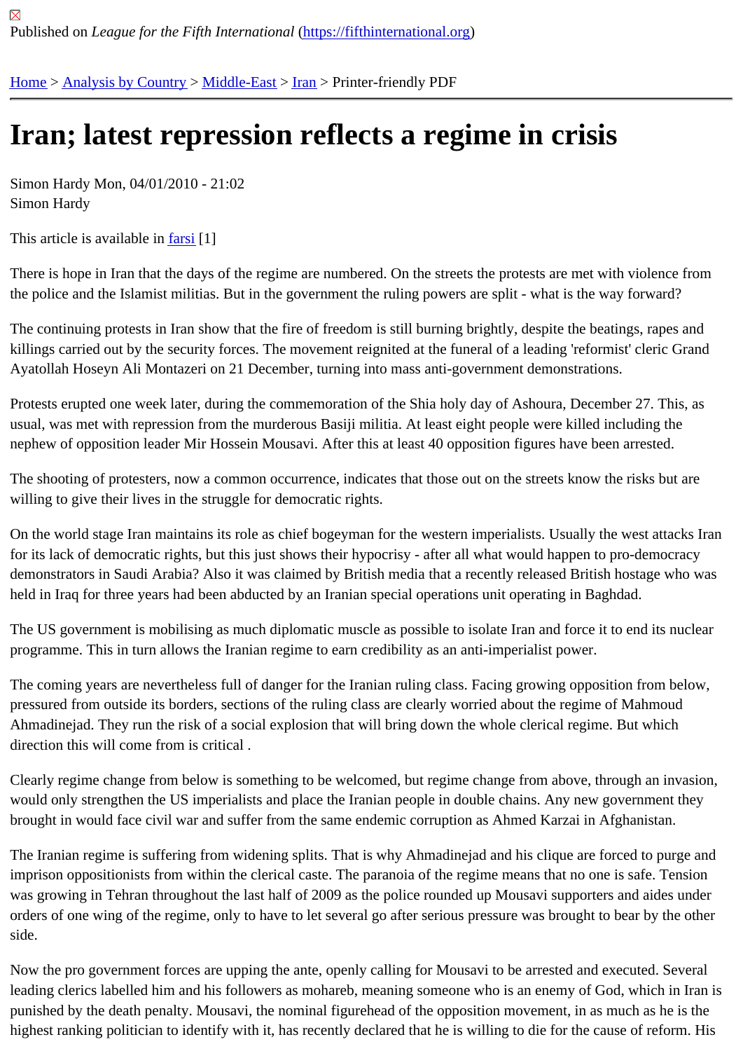Published on *League for the Fifth International* (https://fifthinternational.org)

Home > Analysis by Country > Middle-East > Iran > Printer-friendly PDF

# Iran; latest repression reflects a regime in crisis

Simon Hardy Mon, 04/01/2010 - 21:02
Simon Hardy

This article is available in farsi [1]

There is hope in Iran that the days of the regime are numbered. On the streets the protests are met with violence from the police and the Islamist militias. But in the government the ruling powers are split - what is the way forward?

The continuing protests in Iran show that the fire of freedom is still burning brightly, despite the beatings, rapes and killings carried out by the security forces. The movement reignited at the funeral of a leading 'reformist' cleric Grand Ayatollah Hoseyn Ali Montazeri on 21 December, turning into mass anti-government demonstrations.

Protests erupted one week later, during the commemoration of the Shia holy day of Ashoura, December 27. This, as usual, was met with repression from the murderous Basiji militia. At least eight people were killed including the nephew of opposition leader Mir Hossein Mousavi. After this at least 40 opposition figures have been arrested.

The shooting of protesters, now a common occurrence, indicates that those out on the streets know the risks but are willing to give their lives in the struggle for democratic rights.

On the world stage Iran maintains its role as chief bogeyman for the western imperialists. Usually the west attacks Iran for its lack of democratic rights, but this just shows their hypocrisy - after all what would happen to pro-democracy demonstrators in Saudi Arabia? Also it was claimed by British media that a recently released British hostage who was held in Iraq for three years had been abducted by an Iranian special operations unit operating in Baghdad.

The US government is mobilising as much diplomatic muscle as possible to isolate Iran and force it to end its nuclear programme. This in turn allows the Iranian regime to earn credibility as an anti-imperialist power.

The coming years are nevertheless full of danger for the Iranian ruling class. Facing growing opposition from below, pressured from outside its borders, sections of the ruling class are clearly worried about the regime of Mahmoud Ahmadinejad. They run the risk of a social explosion that will bring down the whole clerical regime. But which direction this will come from is critical .

Clearly regime change from below is something to be welcomed, but regime change from above, through an invasion, would only strengthen the US imperialists and place the Iranian people in double chains. Any new government they brought in would face civil war and suffer from the same endemic corruption as Ahmed Karzai in Afghanistan.

The Iranian regime is suffering from widening splits. That is why Ahmadinejad and his clique are forced to purge and imprison oppositionists from within the clerical caste. The paranoia of the regime means that no one is safe. Tension was growing in Tehran throughout the last half of 2009 as the police rounded up Mousavi supporters and aides under orders of one wing of the regime, only to have to let several go after serious pressure was brought to bear by the other side.

Now the pro government forces are upping the ante, openly calling for Mousavi to be arrested and executed. Several leading clerics labelled him and his followers as mohareb, meaning someone who is an enemy of God, which in Iran is punished by the death penalty. Mousavi, the nominal figurehead of the opposition movement, in as much as he is the highest ranking politician to identify with it, has recently declared that he is willing to die for the cause of reform. His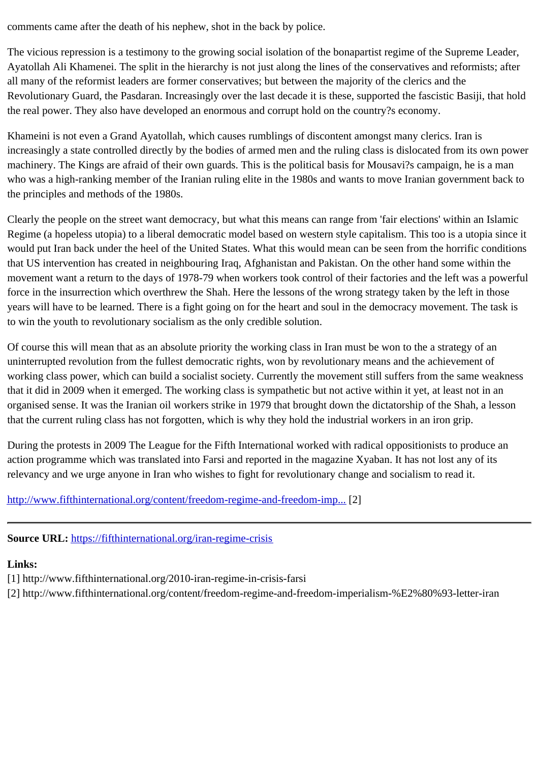comments came after the death of his nephew, shot in the back by police.

The vicious repression is a testimony to the growing social isolation of the bonapartist regime of the Supreme Leader, Ayatollah Ali Khamenei. The split in the hierarchy is not just along the lines of the conservatives and reformists; after all many of the reformist leaders are former conservatives; but between the majority of the clerics and the Revolutionary Guard, the Pasdaran. Increasingly over the last decade it is these, supported the fascistic Basiji, that hold the real power. They also have developed an enormous and corrupt hold on the country?s economy.

Khameini is not even a Grand Ayatollah, which causes rumblings of discontent amongst many clerics. Iran is increasingly a state controlled directly by the bodies of armed men and the ruling class is dislocated from its own power machinery. The Kings are afraid of their own guards. This is the political basis for Mousavi?s campaign, he is a man who was a high-ranking member of the Iranian ruling elite in the 1980s and wants to move Iranian government back to the principles and methods of the 1980s.

Clearly the people on the street want democracy, but what this means can range from 'fair elections' within an Islamic Regime (a hopeless utopia) to a liberal democratic model based on western style capitalism. This too is a utopia since it would put Iran back under the heel of the United States. What this would mean can be seen from the horrific conditions that US intervention has created in neighbouring Iraq, Afghanistan and Pakistan. On the other hand some within the movement want a return to the days of 1978-79 when workers took control of their factories and the left was a powerful force in the insurrection which overthrew the Shah. Here the lessons of the wrong strategy taken by the left in those years will have to be learned. There is a fight going on for the heart and soul in the democracy movement. The task is to win the youth to revolutionary socialism as the only credible solution.

Of course this will mean that as an absolute priority the working class in Iran must be won to the a strategy of an uninterrupted revolution from the fullest democratic rights, won by revolutionary means and the achievement of working class power, which can build a socialist society. Currently the movement still suffers from the same weakness that it did in 2009 when it emerged. The working class is sympathetic but not active within it yet, at least not in an organised sense. It was the Iranian oil workers strike in 1979 that brought down the dictatorship of the Shah, a lesson that the current ruling class has not forgotten, which is why they hold the industrial workers in an iron grip.

During the protests in 2009 The League for the Fifth International worked with radical oppositionists to produce an action programme which was translated into Farsi and reported in the magazine Xyaban. It has not lost any of its relevancy and we urge anyone in Iran who wishes to fight for revolutionary change and socialism to read it.

http://www.fifthinternational.org/content/freedom-regime-and-freedom-imp... [2]

---

**Source URL:** https://fifthinternational.org/iran-regime-crisis

**Links:**

[1] http://www.fifthinternational.org/2010-iran-regime-in-crisis-farsi

[2] http://www.fifthinternational.org/content/freedom-regime-and-freedom-imperialism-%E2%80%93-letter-iran